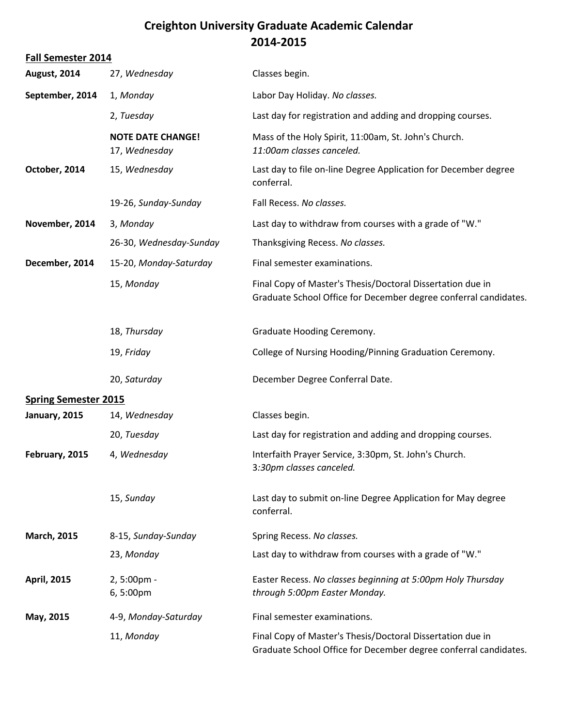# Creighton University Graduate Academic Calendar
# 2014-2015

**Fall Semester 2014**

| | | |
|---|---|---|
| **August, 2014** | 27, *Wednesday* | Classes begin. |
| **September, 2014** | 1, *Monday* | Labor Day Holiday. *No classes.* |
| | 2, *Tuesday* | Last day for registration and adding and dropping courses. |
| | **NOTE DATE CHANGE!** 17, *Wednesday* | Mass of the Holy Spirit, 11:00am, St. John's Church. *11:00am classes canceled.* |
| **October, 2014** | 15, *Wednesday* | Last day to file on-line Degree Application for December degree conferral. |
| | 19-26, *Sunday-Sunday* | Fall Recess. *No classes.* |
| **November, 2014** | 3, *Monday* | Last day to withdraw from courses with a grade of "W." |
| | 26-30, *Wednesday-Sunday* | Thanksgiving Recess. *No classes.* |
| **December, 2014** | 15-20, *Monday-Saturday* | Final semester examinations. |
| | 15, *Monday* | Final Copy of Master's Thesis/Doctoral Dissertation due in Graduate School Office for December degree conferral candidates. |
| | 18, *Thursday* | Graduate Hooding Ceremony. |
| | 19, *Friday* | College of Nursing Hooding/Pinning Graduation Ceremony. |
| | 20, *Saturday* | December Degree Conferral Date. |

**Spring Semester 2015**

| | | |
|---|---|---|
| **January, 2015** | 14, *Wednesday* | Classes begin. |
| | 20, *Tuesday* | Last day for registration and adding and dropping courses. |
| **February, 2015** | 4, *Wednesday* | Interfaith Prayer Service, 3:30pm, St. John's Church. 3*:30pm classes canceled.* |
| | 15, *Sunday* | Last day to submit on-line Degree Application for May degree conferral. |
| **March, 2015** | 8-15, *Sunday-Sunday* | Spring Recess. *No classes.* |
| | 23, *Monday* | Last day to withdraw from courses with a grade of "W." |
| **April, 2015** | 2, 5:00pm - 6, 5:00pm | Easter Recess. *No classes beginning at 5:00pm Holy Thursday through 5:00pm Easter Monday.* |
| **May, 2015** | 4-9, *Monday-Saturday* | Final semester examinations. |
| | 11, *Monday* | Final Copy of Master's Thesis/Doctoral Dissertation due in Graduate School Office for December degree conferral candidates. |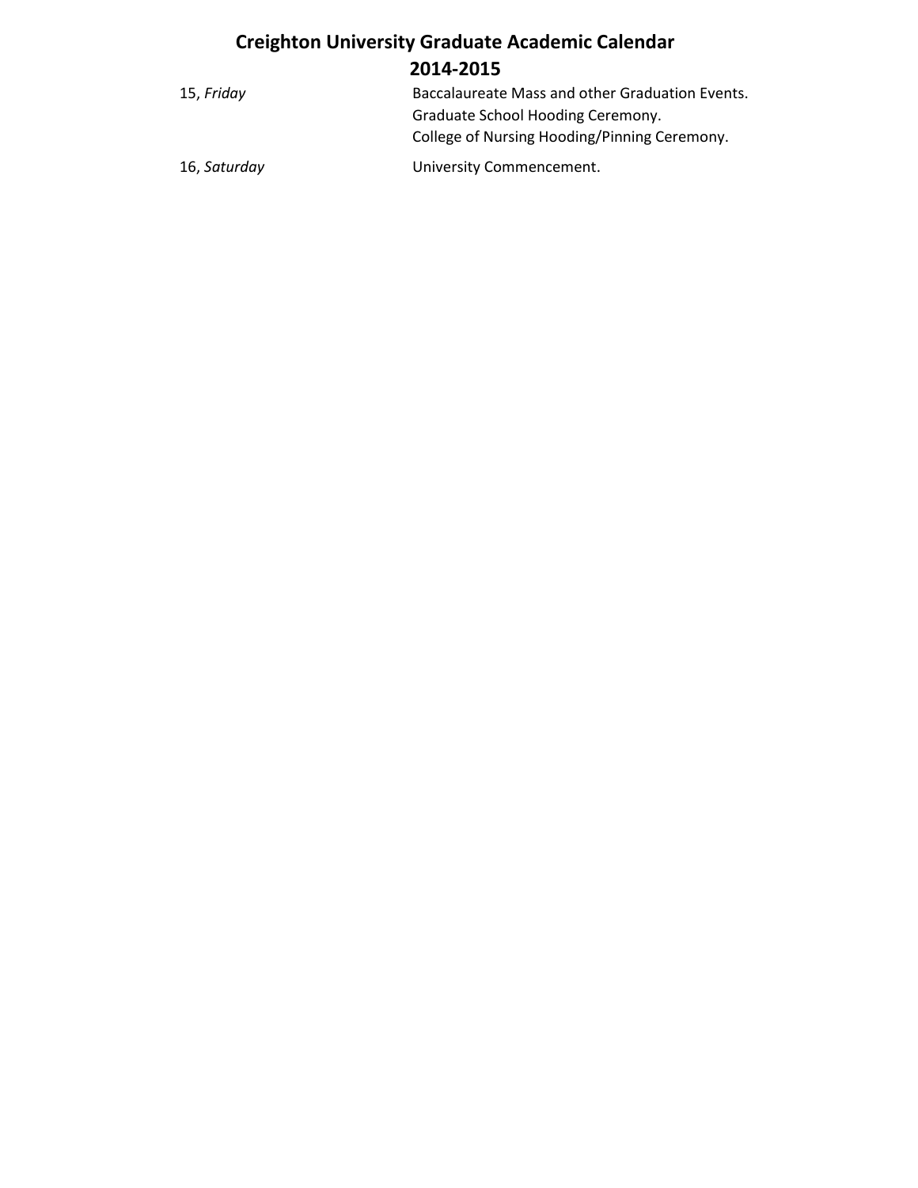# Creighton University Graduate Academic Calendar
## 2014-2015

| | |
|---|---|
| 15, *Friday* | Baccalaureate Mass and other Graduation Events.<br>Graduate School Hooding Ceremony.<br>College of Nursing Hooding/Pinning Ceremony. |
| 16, *Saturday* | University Commencement. |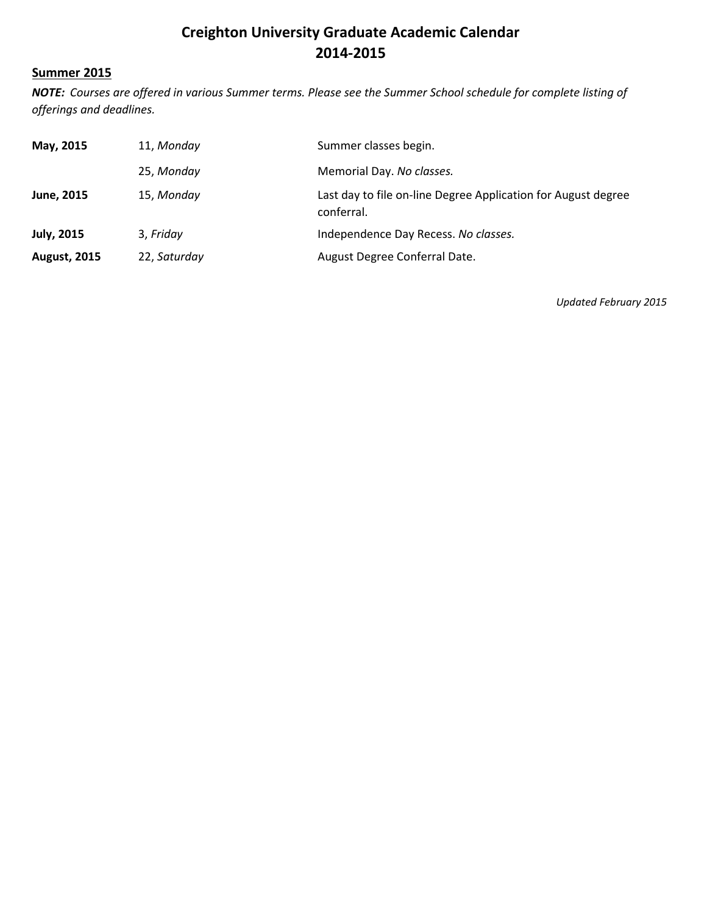# Creighton University Graduate Academic Calendar
# 2014-2015

## Summer 2015

***NOTE:*** *Courses are offered in various Summer terms. Please see the Summer School schedule for complete listing of offerings and deadlines.*

| | | |
|---|---|---|
| **May, 2015** | 11, *Monday* | Summer classes begin. |
| | 25, *Monday* | Memorial Day. *No classes.* |
| **June, 2015** | 15, *Monday* | Last day to file on-line Degree Application for August degree conferral. |
| **July, 2015** | 3, *Friday* | Independence Day Recess. *No classes.* |
| **August, 2015** | 22, *Saturday* | August Degree Conferral Date. |

*Updated February 2015*